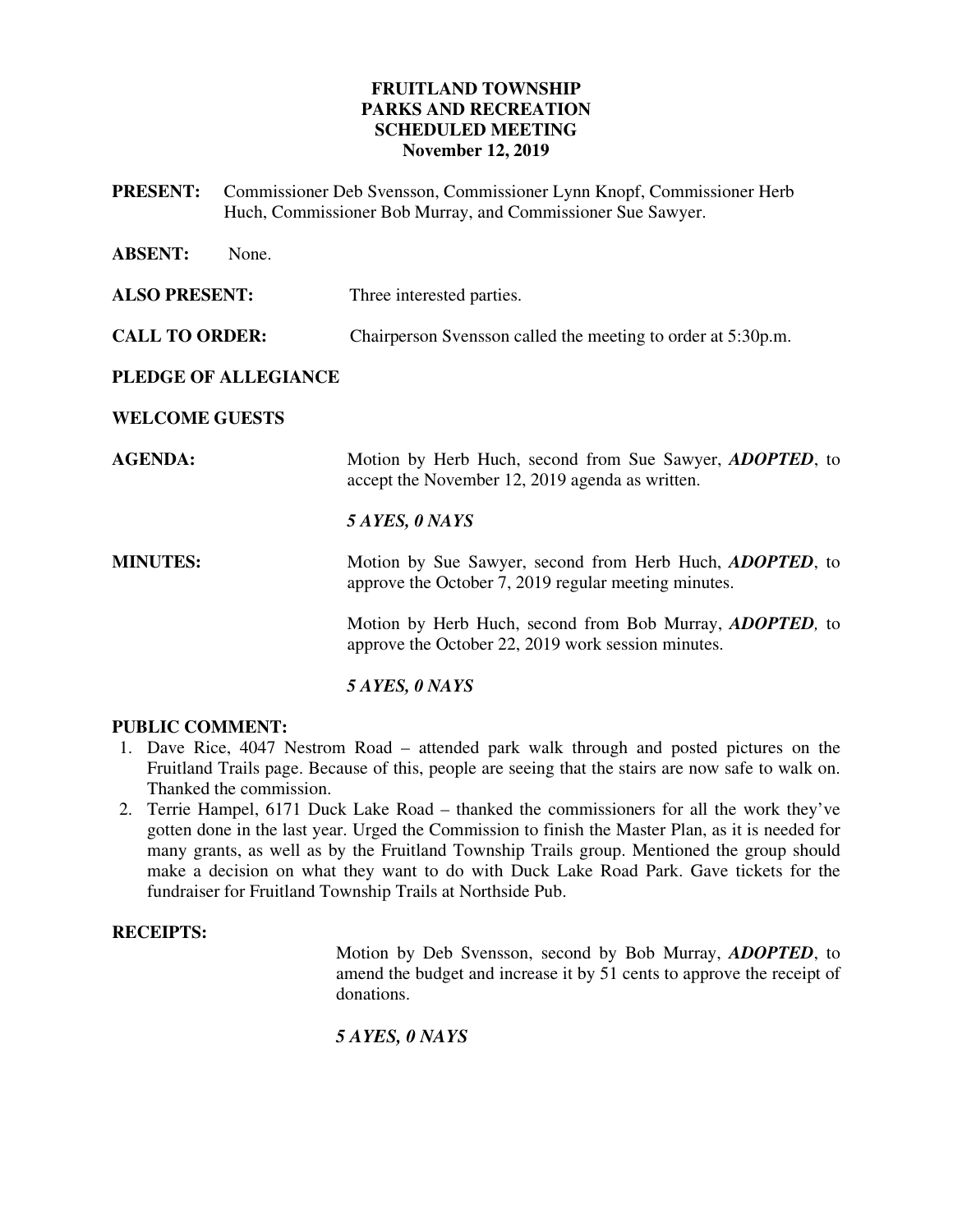# FRUITLAND TOWNSHIP
# PARKS AND RECREATION
# SCHEDULED MEETING
# November 12, 2019

**PRESENT:** Commissioner Deb Svensson, Commissioner Lynn Knopf, Commissioner Herb Huch, Commissioner Bob Murray, and Commissioner Sue Sawyer.

**ABSENT:** None.

**ALSO PRESENT:** Three interested parties.

**CALL TO ORDER:** Chairperson Svensson called the meeting to order at 5:30p.m.

**PLEDGE OF ALLEGIANCE**

**WELCOME GUESTS**

**AGENDA:** Motion by Herb Huch, second from Sue Sawyer, ***ADOPTED***, to accept the November 12, 2019 agenda as written.

***5 AYES, 0 NAYS***

**MINUTES:** Motion by Sue Sawyer, second from Herb Huch, ***ADOPTED***, to approve the October 7, 2019 regular meeting minutes.

Motion by Herb Huch, second from Bob Murray, ***ADOPTED,*** to approve the October 22, 2019 work session minutes.

***5 AYES, 0 NAYS***

**PUBLIC COMMENT:**

1. Dave Rice, 4047 Nestrom Road – attended park walk through and posted pictures on the Fruitland Trails page. Because of this, people are seeing that the stairs are now safe to walk on. Thanked the commission.
2. Terrie Hampel, 6171 Duck Lake Road – thanked the commissioners for all the work they've gotten done in the last year. Urged the Commission to finish the Master Plan, as it is needed for many grants, as well as by the Fruitland Township Trails group. Mentioned the group should make a decision on what they want to do with Duck Lake Road Park. Gave tickets for the fundraiser for Fruitland Township Trails at Northside Pub.

**RECEIPTS:**

Motion by Deb Svensson, second by Bob Murray, ***ADOPTED***, to amend the budget and increase it by 51 cents to approve the receipt of donations.

***5 AYES, 0 NAYS***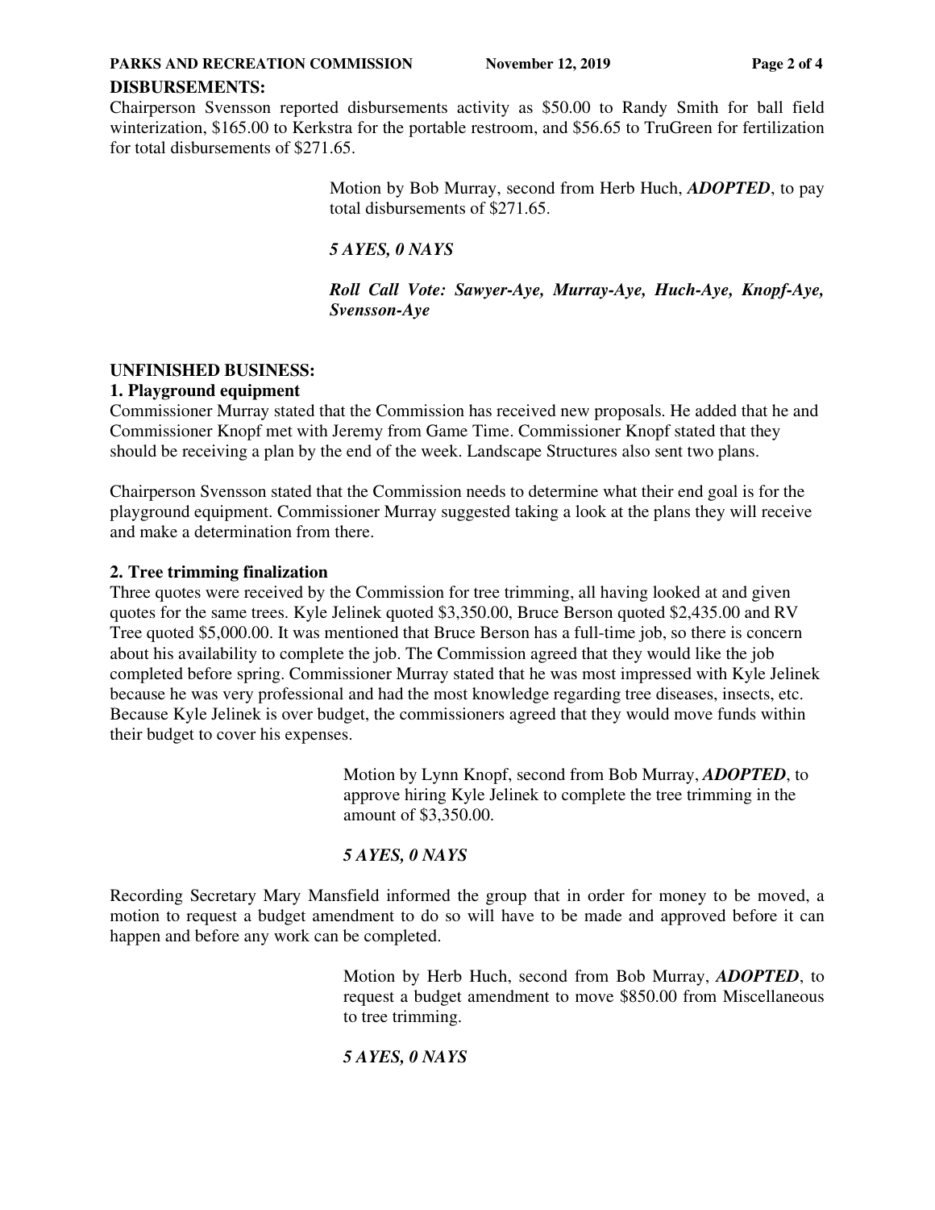**DISBURSEMENTS:**

Chairperson Svensson reported disbursements activity as $50.00 to Randy Smith for ball field winterization, $165.00 to Kerkstra for the portable restroom, and $56.65 to TruGreen for fertilization for total disbursements of $271.65.

> Motion by Bob Murray, second from Herb Huch, ***ADOPTED***, to pay total disbursements of $271.65.
>
> ***5 AYES, 0 NAYS***
>
> ***Roll Call Vote: Sawyer-Aye, Murray-Aye, Huch-Aye, Knopf-Aye, Svensson-Aye***

**UNFINISHED BUSINESS:**

**1. Playground equipment**

Commissioner Murray stated that the Commission has received new proposals. He added that he and Commissioner Knopf met with Jeremy from Game Time. Commissioner Knopf stated that they should be receiving a plan by the end of the week. Landscape Structures also sent two plans.

Chairperson Svensson stated that the Commission needs to determine what their end goal is for the playground equipment. Commissioner Murray suggested taking a look at the plans they will receive and make a determination from there.

**2. Tree trimming finalization**

Three quotes were received by the Commission for tree trimming, all having looked at and given quotes for the same trees. Kyle Jelinek quoted $3,350.00, Bruce Berson quoted $2,435.00 and RV Tree quoted $5,000.00. It was mentioned that Bruce Berson has a full-time job, so there is concern about his availability to complete the job. The Commission agreed that they would like the job completed before spring. Commissioner Murray stated that he was most impressed with Kyle Jelinek because he was very professional and had the most knowledge regarding tree diseases, insects, etc. Because Kyle Jelinek is over budget, the commissioners agreed that they would move funds within their budget to cover his expenses.

> Motion by Lynn Knopf, second from Bob Murray, ***ADOPTED***, to approve hiring Kyle Jelinek to complete the tree trimming in the amount of $3,350.00.
>
> ***5 AYES, 0 NAYS***

Recording Secretary Mary Mansfield informed the group that in order for money to be moved, a motion to request a budget amendment to do so will have to be made and approved before it can happen and before any work can be completed.

> Motion by Herb Huch, second from Bob Murray, ***ADOPTED***, to request a budget amendment to move $850.00 from Miscellaneous to tree trimming.
>
> ***5 AYES, 0 NAYS***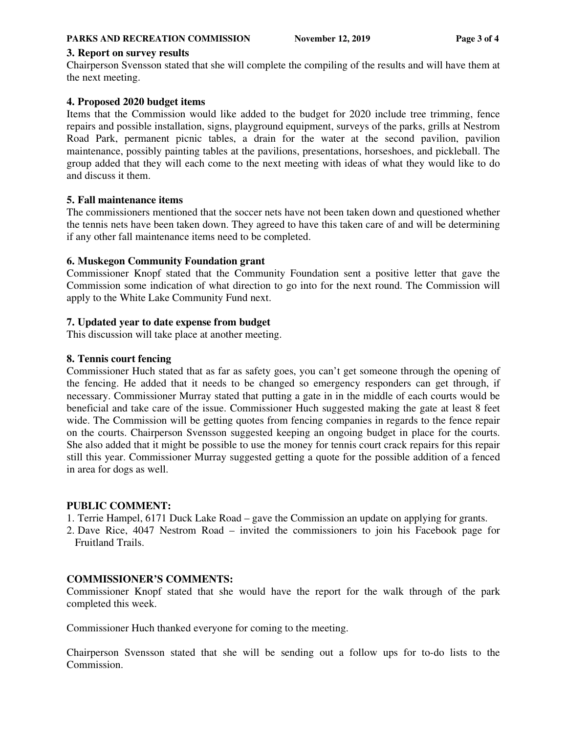### 3. Report on survey results

Chairperson Svensson stated that she will complete the compiling of the results and will have them at the next meeting.

### 4. Proposed 2020 budget items

Items that the Commission would like added to the budget for 2020 include tree trimming, fence repairs and possible installation, signs, playground equipment, surveys of the parks, grills at Nestrom Road Park, permanent picnic tables, a drain for the water at the second pavilion, pavilion maintenance, possibly painting tables at the pavilions, presentations, horseshoes, and pickleball. The group added that they will each come to the next meeting with ideas of what they would like to do and discuss it them.

### 5. Fall maintenance items

The commissioners mentioned that the soccer nets have not been taken down and questioned whether the tennis nets have been taken down. They agreed to have this taken care of and will be determining if any other fall maintenance items need to be completed.

### 6. Muskegon Community Foundation grant

Commissioner Knopf stated that the Community Foundation sent a positive letter that gave the Commission some indication of what direction to go into for the next round. The Commission will apply to the White Lake Community Fund next.

### 7. Updated year to date expense from budget

This discussion will take place at another meeting.

### 8. Tennis court fencing

Commissioner Huch stated that as far as safety goes, you can't get someone through the opening of the fencing. He added that it needs to be changed so emergency responders can get through, if necessary. Commissioner Murray stated that putting a gate in in the middle of each courts would be beneficial and take care of the issue. Commissioner Huch suggested making the gate at least 8 feet wide. The Commission will be getting quotes from fencing companies in regards to the fence repair on the courts. Chairperson Svensson suggested keeping an ongoing budget in place for the courts. She also added that it might be possible to use the money for tennis court crack repairs for this repair still this year. Commissioner Murray suggested getting a quote for the possible addition of a fenced in area for dogs as well.

## PUBLIC COMMENT:

1. Terrie Hampel, 6171 Duck Lake Road – gave the Commission an update on applying for grants.
2. Dave Rice, 4047 Nestrom Road – invited the commissioners to join his Facebook page for Fruitland Trails.

## COMMISSIONER'S COMMENTS:

Commissioner Knopf stated that she would have the report for the walk through of the park completed this week.

Commissioner Huch thanked everyone for coming to the meeting.

Chairperson Svensson stated that she will be sending out a follow ups for to-do lists to the Commission.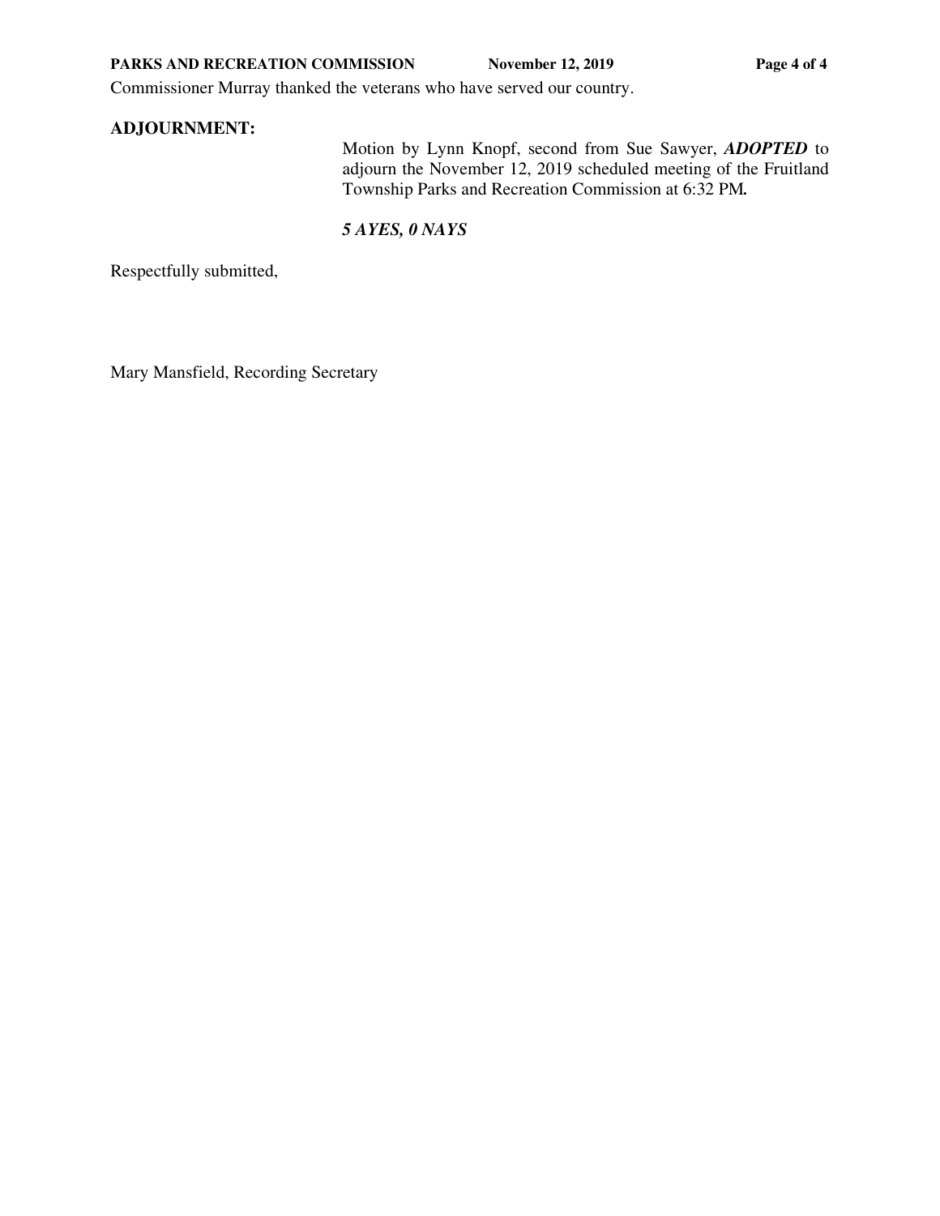Commissioner Murray thanked the veterans who have served our country.

**ADJOURNMENT:**

Motion by Lynn Knopf, second from Sue Sawyer, ***ADOPTED*** to adjourn the November 12, 2019 scheduled meeting of the Fruitland Township Parks and Recreation Commission at 6:32 PM.

***5 AYES, 0 NAYS***

Respectfully submitted,

Mary Mansfield, Recording Secretary